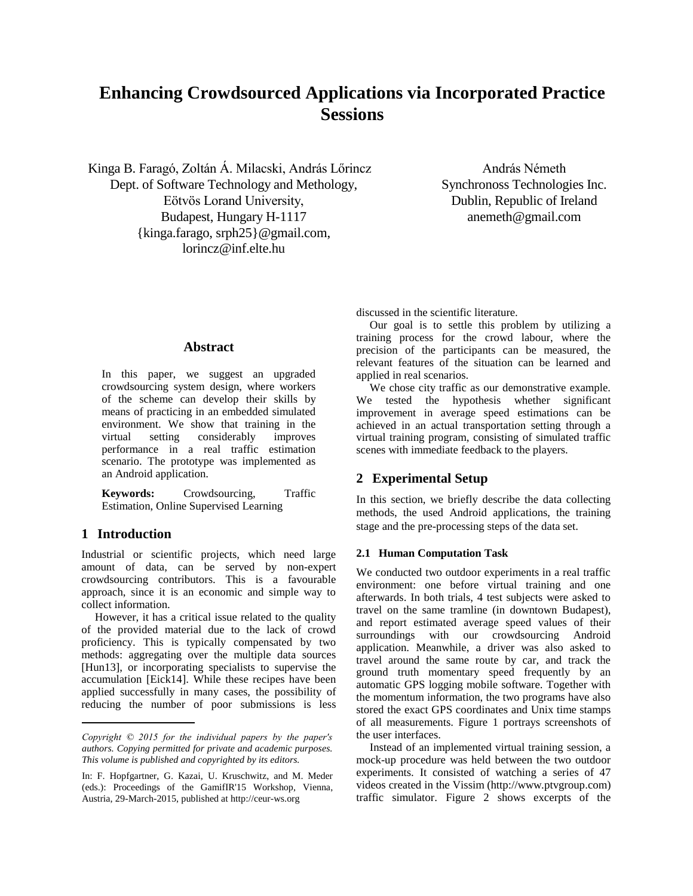# Enhancing Crowdsourced Applications via Incorporated Practice Sessions

Kinga B. Faragó, Zoltán Á. Milacski, András Lőrincz
Dept. of Software Technology and Methology,
Eötvös Lorand University,
Budapest, Hungary H-1117
{kinga.farago, srph25}@gmail.com,
lorincz@inf.elte.hu

András Németh
Synchronoss Technologies Inc.
Dublin, Republic of Ireland
anemeth@gmail.com

## Abstract

In this paper, we suggest an upgraded crowdsourcing system design, where workers of the scheme can develop their skills by means of practicing in an embedded simulated environment. We show that training in the virtual setting considerably improves performance in a real traffic estimation scenario. The prototype was implemented as an Android application.

**Keywords:** Crowdsourcing, Traffic Estimation, Online Supervised Learning

## 1 Introduction

Industrial or scientific projects, which need large amount of data, can be served by non-expert crowdsourcing contributors. This is a favourable approach, since it is an economic and simple way to collect information.

However, it has a critical issue related to the quality of the provided material due to the lack of crowd proficiency. This is typically compensated by two methods: aggregating over the multiple data sources [Hun13], or incorporating specialists to supervise the accumulation [Eick14]. While these recipes have been applied successfully in many cases, the possibility of reducing the number of poor submissions is less discussed in the scientific literature.

Our goal is to settle this problem by utilizing a training process for the crowd labour, where the precision of the participants can be measured, the relevant features of the situation can be learned and applied in real scenarios.

We chose city traffic as our demonstrative example. We tested the hypothesis whether significant improvement in average speed estimations can be achieved in an actual transportation setting through a virtual training program, consisting of simulated traffic scenes with immediate feedback to the players.

*Copyright © 2015 for the individual papers by the paper's authors. Copying permitted for private and academic purposes. This volume is published and copyrighted by its editors.*

In: F. Hopfgartner, G. Kazai, U. Kruschwitz, and M. Meder (eds.): Proceedings of the GamifIR'15 Workshop, Vienna, Austria, 29-March-2015, published at http://ceur-ws.org

## 2 Experimental Setup

In this section, we briefly describe the data collecting methods, the used Android applications, the training stage and the pre-processing steps of the data set.

### 2.1 Human Computation Task

We conducted two outdoor experiments in a real traffic environment: one before virtual training and one afterwards. In both trials, 4 test subjects were asked to travel on the same tramline (in downtown Budapest), and report estimated average speed values of their surroundings with our crowdsourcing Android application. Meanwhile, a driver was also asked to travel around the same route by car, and track the ground truth momentary speed frequently by an automatic GPS logging mobile software. Together with the momentum information, the two programs have also stored the exact GPS coordinates and Unix time stamps of all measurements. Figure 1 portrays screenshots of the user interfaces.

Instead of an implemented virtual training session, a mock-up procedure was held between the two outdoor experiments. It consisted of watching a series of 47 videos created in the Vissim (http://www.ptvgroup.com) traffic simulator. Figure 2 shows excerpts of the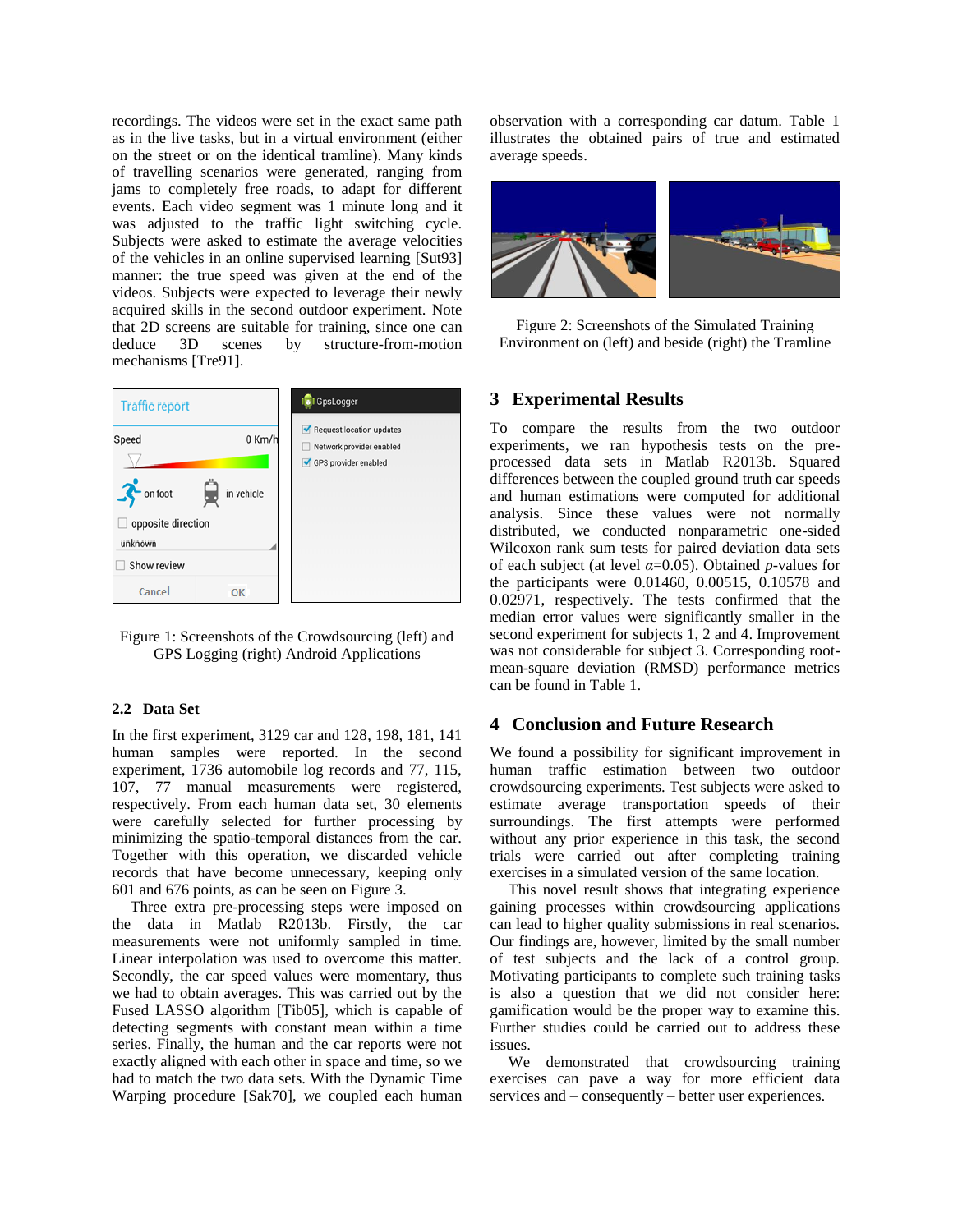recordings. The videos were set in the exact same path as in the live tasks, but in a virtual environment (either on the street or on the identical tramline). Many kinds of travelling scenarios were generated, ranging from jams to completely free roads, to adapt for different events. Each video segment was 1 minute long and it was adjusted to the traffic light switching cycle. Subjects were asked to estimate the average velocities of the vehicles in an online supervised learning [Sut93] manner: the true speed was given at the end of the videos. Subjects were expected to leverage their newly acquired skills in the second outdoor experiment. Note that 2D screens are suitable for training, since one can deduce 3D scenes by structure-from-motion mechanisms [Tre91].

Figure 1: Screenshots of the Crowdsourcing (left) and GPS Logging (right) Android Applications

### 2.2 Data Set

In the first experiment, 3129 car and 128, 198, 181, 141 human samples were reported. In the second experiment, 1736 automobile log records and 77, 115, 107, 77 manual measurements were registered, respectively. From each human data set, 30 elements were carefully selected for further processing by minimizing the spatio-temporal distances from the car. Together with this operation, we discarded vehicle records that have become unnecessary, keeping only 601 and 676 points, as can be seen on Figure 3.

Three extra pre-processing steps were imposed on the data in Matlab R2013b. Firstly, the car measurements were not uniformly sampled in time. Linear interpolation was used to overcome this matter. Secondly, the car speed values were momentary, thus we had to obtain averages. This was carried out by the Fused LASSO algorithm [Tib05], which is capable of detecting segments with constant mean within a time series. Finally, the human and the car reports were not exactly aligned with each other in space and time, so we had to match the two data sets. With the Dynamic Time Warping procedure [Sak70], we coupled each human observation with a corresponding car datum. Table 1 illustrates the obtained pairs of true and estimated average speeds.

Figure 2: Screenshots of the Simulated Training Environment on (left) and beside (right) the Tramline

## 3 Experimental Results

To compare the results from the two outdoor experiments, we ran hypothesis tests on the pre-processed data sets in Matlab R2013b. Squared differences between the coupled ground truth car speeds and human estimations were computed for additional analysis. Since these values were not normally distributed, we conducted nonparametric one-sided Wilcoxon rank sum tests for paired deviation data sets of each subject (at level $\alpha$=0.05). Obtained $p$-values for the participants were 0.01460, 0.00515, 0.10578 and 0.02971, respectively. The tests confirmed that the median error values were significantly smaller in the second experiment for subjects 1, 2 and 4. Improvement was not considerable for subject 3. Corresponding root-mean-square deviation (RMSD) performance metrics can be found in Table 1.

## 4 Conclusion and Future Research

We found a possibility for significant improvement in human traffic estimation between two outdoor crowdsourcing experiments. Test subjects were asked to estimate average transportation speeds of their surroundings. The first attempts were performed without any prior experience in this task, the second trials were carried out after completing training exercises in a simulated version of the same location.

This novel result shows that integrating experience gaining processes within crowdsourcing applications can lead to higher quality submissions in real scenarios. Our findings are, however, limited by the small number of test subjects and the lack of a control group. Motivating participants to complete such training tasks is also a question that we did not consider here: gamification would be the proper way to examine this. Further studies could be carried out to address these issues.

We demonstrated that crowdsourcing training exercises can pave a way for more efficient data services and – consequently – better user experiences.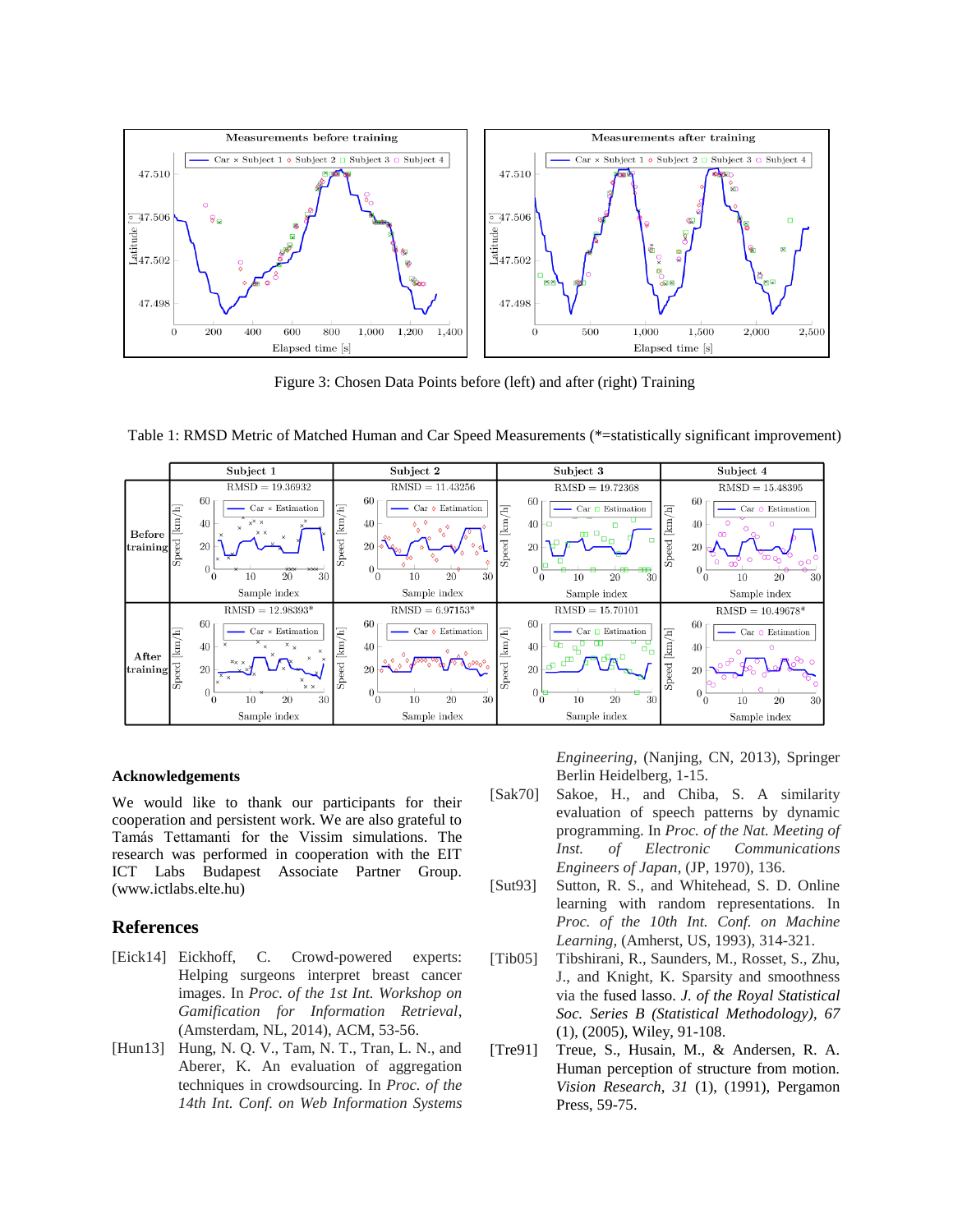Measurements before training

Car × Subject 1 ◇ Subject 2 □ Subject 3 ○ Subject 4

Latitude [°]

47.510
47.506
47.502
47.498

0 200 400 600 800 1,000 1,200 1,400

Elapsed time [s]

Measurements after training

Car × Subject 1 ◇ Subject 2 □ Subject 3 ○ Subject 4

Latitude [°]

47.510
47.506
47.502
47.498

0 500 1,000 1,500 2,000 2,500

Elapsed time [s]

Figure 3: Chosen Data Points before (left) and after (right) Training

Table 1: RMSD Metric of Matched Human and Car Speed Measurements (*=statistically significant improvement)

| | Subject 1 | Subject 2 | Subject 3 | Subject 4 |
|---|---|---|---|---|
| Before training | RMSD = 19.36932 | RMSD = 11.43256 | RMSD = 19.72368 | RMSD = 15.48395 |
| After training | RMSD = 12.98393* | RMSD = 6.97153* | RMSD = 15.70101 | RMSD = 10.49678* |

Plot labels in each cell: Speed [km/h] (0, 20, 40, 60); Sample index (0, 10, 20, 30); Car, Estimation

## Acknowledgements

We would like to thank our participants for their cooperation and persistent work. We are also grateful to Tamás Tettamanti for the Vissim simulations. The research was performed in cooperation with the EIT ICT Labs Budapest Associate Partner Group. (www.ictlabs.elte.hu)

## References

[Eick14] Eickhoff, C. Crowd-powered experts: Helping surgeons interpret breast cancer images. In *Proc. of the 1st Int. Workshop on Gamification for Information Retrieval*, (Amsterdam, NL, 2014), ACM, 53-56.

[Hun13] Hung, N. Q. V., Tam, N. T., Tran, L. N., and Aberer, K. An evaluation of aggregation techniques in crowdsourcing. In *Proc. of the 14th Int. Conf. on Web Information Systems Engineering*, (Nanjing, CN, 2013), Springer Berlin Heidelberg, 1-15.

[Sak70] Sakoe, H., and Chiba, S. A similarity evaluation of speech patterns by dynamic programming. In *Proc. of the Nat. Meeting of Inst. of Electronic Communications Engineers of Japan*, (JP, 1970), 136.

[Sut93] Sutton, R. S., and Whitehead, S. D. Online learning with random representations. In *Proc. of the 10th Int. Conf. on Machine Learning*, (Amherst, US, 1993), 314-321.

[Tib05] Tibshirani, R., Saunders, M., Rosset, S., Zhu, J., and Knight, K. Sparsity and smoothness via the fused lasso. *J. of the Royal Statistical Soc. Series B (Statistical Methodology), 67* (1), (2005), Wiley, 91-108.

[Tre91] Treue, S., Husain, M., & Andersen, R. A. Human perception of structure from motion. *Vision Research, 31* (1), (1991), Pergamon Press, 59-75.